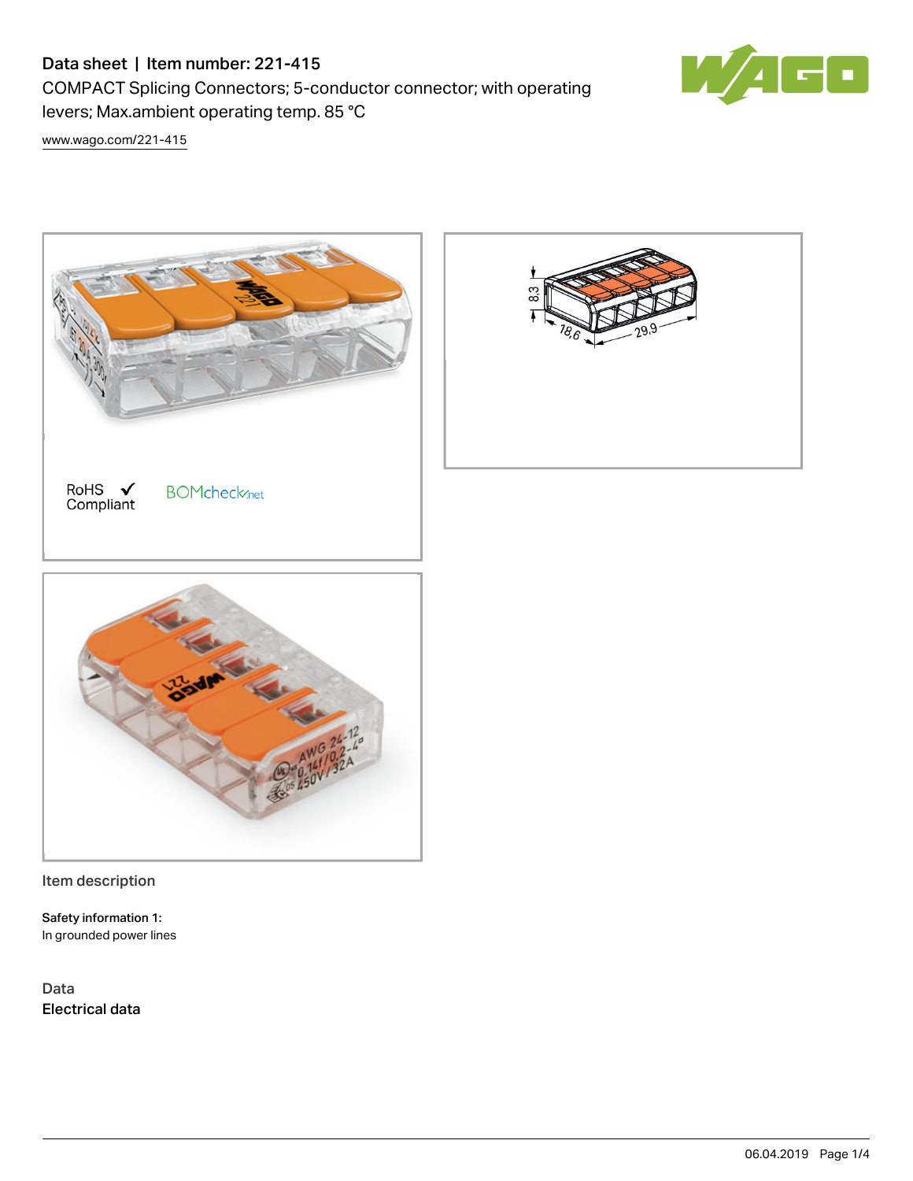# Data sheet | Item number: 221-415

COMPACT Splicing Connectors; 5-conductor connector; with operating levers; Max.ambient operating temp. 85 °C

www.wago.com/221-415

RoHS ✓ Compliant

BOMcheck.net

## Item description

**Safety information 1:**
In grounded power lines

## Data

### Electrical data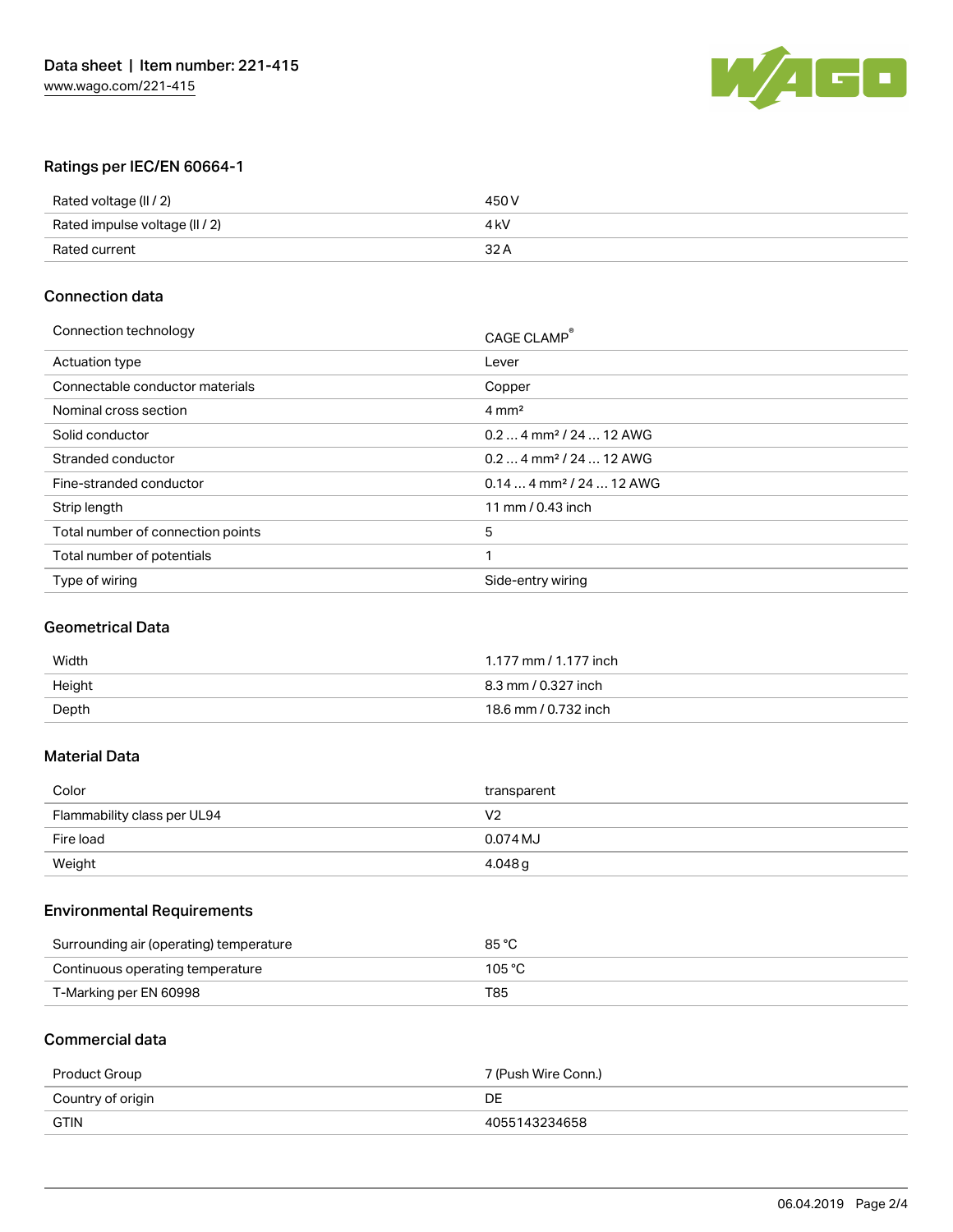## Ratings per IEC/EN 60664-1

| | |
|---|---|
| Rated voltage (II / 2) | 450 V |
| Rated impulse voltage (II / 2) | 4 kV |
| Rated current | 32 A |

## Connection data

| | |
|---|---|
| Connection technology | CAGE CLAMP® |
| Actuation type | Lever |
| Connectable conductor materials | Copper |
| Nominal cross section | 4 mm² |
| Solid conductor | 0.2 … 4 mm² / 24 … 12 AWG |
| Stranded conductor | 0.2 … 4 mm² / 24 … 12 AWG |
| Fine-stranded conductor | 0.14 … 4 mm² / 24 … 12 AWG |
| Strip length | 11 mm / 0.43 inch |
| Total number of connection points | 5 |
| Total number of potentials | 1 |
| Type of wiring | Side-entry wiring |

## Geometrical Data

| | |
|---|---|
| Width | 1.177 mm / 1.177 inch |
| Height | 8.3 mm / 0.327 inch |
| Depth | 18.6 mm / 0.732 inch |

## Material Data

| | |
|---|---|
| Color | transparent |
| Flammability class per UL94 | V2 |
| Fire load | 0.074 MJ |
| Weight | 4.048 g |

## Environmental Requirements

| | |
|---|---|
| Surrounding air (operating) temperature | 85 °C |
| Continuous operating temperature | 105 °C |
| T-Marking per EN 60998 | T85 |

## Commercial data

| | |
|---|---|
| Product Group | 7 (Push Wire Conn.) |
| Country of origin | DE |
| GTIN | 4055143234658 |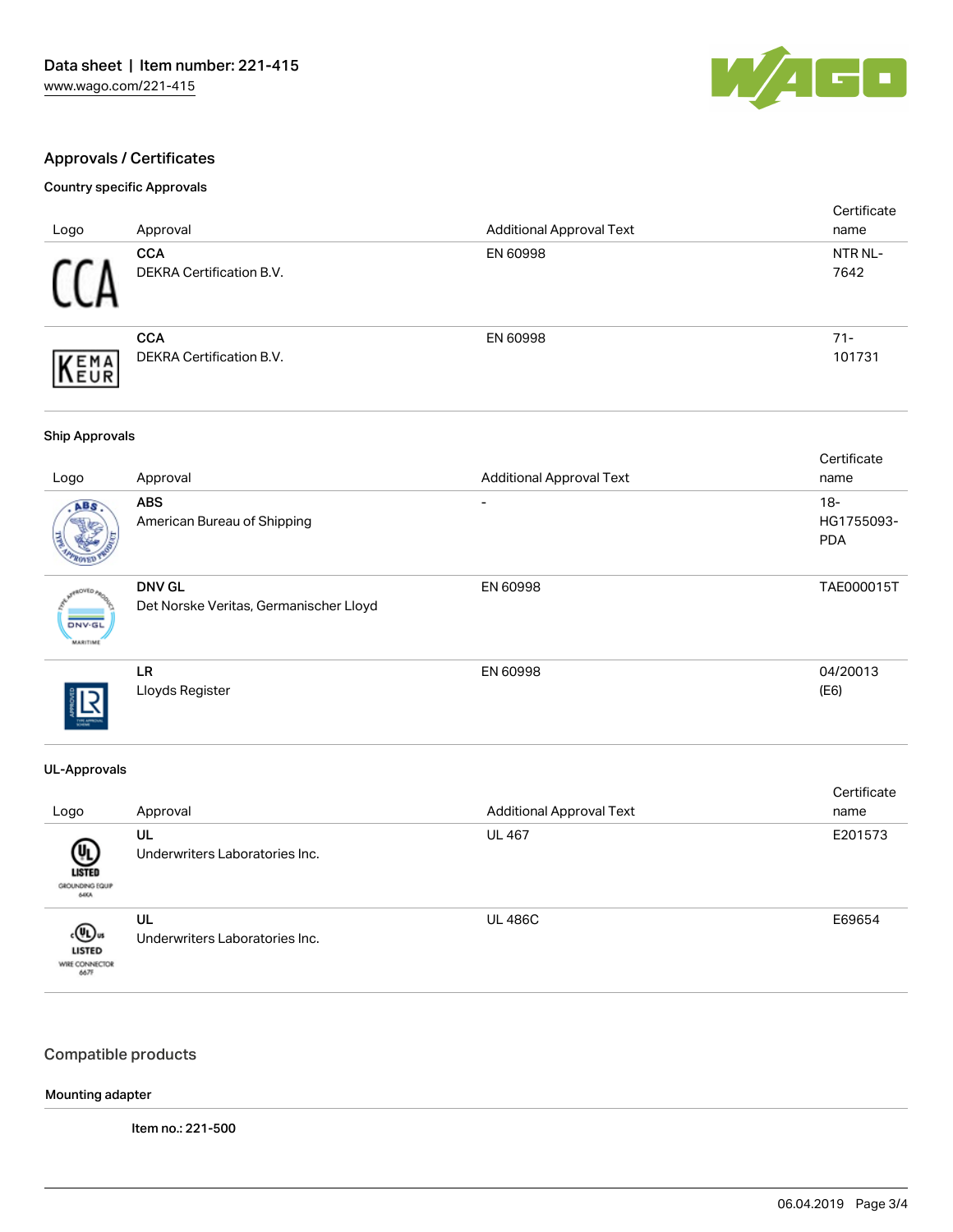## Approvals / Certificates

### Country specific Approvals

| Logo | Approval | Additional Approval Text | Certificate name |
|---|---|---|---|
| | **CCA** DEKRA Certification B.V. | EN 60998 | NTR NL-7642 |
| | **CCA** DEKRA Certification B.V. | EN 60998 | 71-101731 |

### Ship Approvals

| Logo | Approval | Additional Approval Text | Certificate name |
|---|---|---|---|
| | **ABS** American Bureau of Shipping | - | 18-HG1755093-PDA |
| | **DNV GL** Det Norske Veritas, Germanischer Lloyd | EN 60998 | TAE000015T |
| | **LR** Lloyds Register | EN 60998 | 04/20013 (E6) |

### UL-Approvals

| Logo | Approval | Additional Approval Text | Certificate name |
|---|---|---|---|
| | **UL** Underwriters Laboratories Inc. | UL 467 | E201573 |
| | **UL** Underwriters Laboratories Inc. | UL 486C | E69654 |

## Compatible products

### Mounting adapter

Item no.: 221-500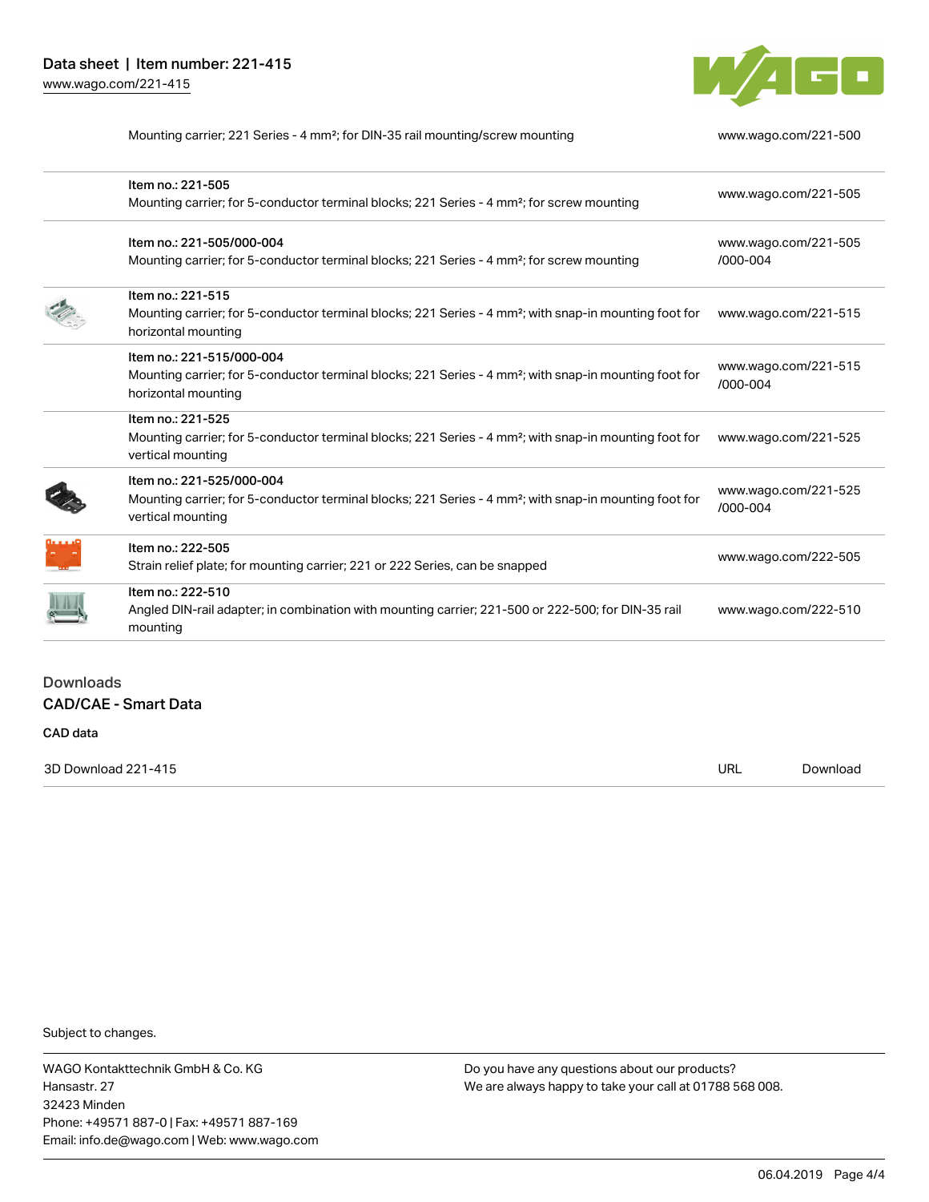| | | |
|---|---|---|
| | Mounting carrier; 221 Series - 4 mm²; for DIN-35 rail mounting/screw mounting | www.wago.com/221-500 |
| | Item no.: 221-505<br>Mounting carrier; for 5-conductor terminal blocks; 221 Series - 4 mm²; for screw mounting | www.wago.com/221-505 |
| | Item no.: 221-505/000-004<br>Mounting carrier; for 5-conductor terminal blocks; 221 Series - 4 mm²; for screw mounting | www.wago.com/221-505/000-004 |
| | Item no.: 221-515<br>Mounting carrier; for 5-conductor terminal blocks; 221 Series - 4 mm²; with snap-in mounting foot for horizontal mounting | www.wago.com/221-515 |
| | Item no.: 221-515/000-004<br>Mounting carrier; for 5-conductor terminal blocks; 221 Series - 4 mm²; with snap-in mounting foot for horizontal mounting | www.wago.com/221-515/000-004 |
| | Item no.: 221-525<br>Mounting carrier; for 5-conductor terminal blocks; 221 Series - 4 mm²; with snap-in mounting foot for vertical mounting | www.wago.com/221-525 |
| | Item no.: 221-525/000-004<br>Mounting carrier; for 5-conductor terminal blocks; 221 Series - 4 mm²; with snap-in mounting foot for vertical mounting | www.wago.com/221-525/000-004 |
| | Item no.: 222-505<br>Strain relief plate; for mounting carrier; 221 or 222 Series, can be snapped | www.wago.com/222-505 |
| | Item no.: 222-510<br>Angled DIN-rail adapter; in combination with mounting carrier; 221-500 or 222-500; for DIN-35 rail mounting | www.wago.com/222-510 |

## Downloads

### CAD/CAE - Smart Data

#### CAD data

| | | |
|---|---|---|
| 3D Download 221-415 | URL | Download |

Subject to changes.

WAGO Kontakttechnik GmbH & Co. KG
Hansastr. 27
32423 Minden
Phone: +49571 887-0 | Fax: +49571 887-169
Email: info.de@wago.com | Web: www.wago.com

Do you have any questions about our products?
We are always happy to take your call at 01788 568 008.

06.04.2019